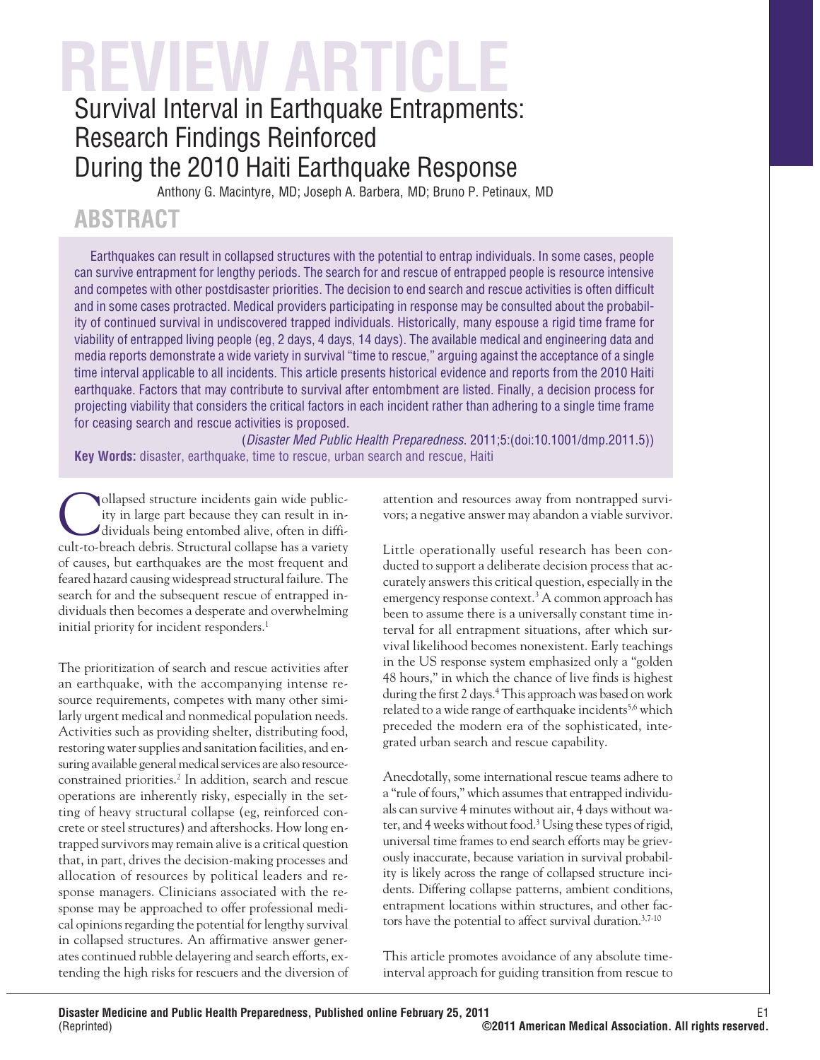REVIEW ARTICLE

# Survival Interval in Earthquake Entrapments: Research Findings Reinforced During the 2010 Haiti Earthquake Response

Anthony G. Macintyre, MD; Joseph A. Barbera, MD; Bruno P. Petinaux, MD

## ABSTRACT

Earthquakes can result in collapsed structures with the potential to entrap individuals. In some cases, people can survive entrapment for lengthy periods. The search for and rescue of entrapped people is resource intensive and competes with other postdisaster priorities. The decision to end search and rescue activities is often difficult and in some cases protracted. Medical providers participating in response may be consulted about the probability of continued survival in undiscovered trapped individuals. Historically, many espouse a rigid time frame for viability of entrapped living people (eg, 2 days, 4 days, 14 days). The available medical and engineering data and media reports demonstrate a wide variety in survival "time to rescue," arguing against the acceptance of a single time interval applicable to all incidents. This article presents historical evidence and reports from the 2010 Haiti earthquake. Factors that may contribute to survival after entombment are listed. Finally, a decision process for projecting viability that considers the critical factors in each incident rather than adhering to a single time frame for ceasing search and rescue activities is proposed.

(*Disaster Med Public Health Preparedness*. 2011;5:(doi:10.1001/dmp.2011.5))

**Key Words:** disaster, earthquake, time to rescue, urban search and rescue, Haiti

Collapsed structure incidents gain wide publicity in large part because they can result in individuals being entombed alive, often in difficult-to-breach debris. Structural collapse has a variety of causes, but earthquakes are the most frequent and feared hazard causing widespread structural failure. The search for and the subsequent rescue of entrapped individuals then becomes a desperate and overwhelming initial priority for incident responders.[1]

The prioritization of search and rescue activities after an earthquake, with the accompanying intense resource requirements, competes with many other similarly urgent medical and nonmedical population needs. Activities such as providing shelter, distributing food, restoring water supplies and sanitation facilities, and ensuring available general medical services are also resource-constrained priorities.[2] In addition, search and rescue operations are inherently risky, especially in the setting of heavy structural collapse (eg, reinforced concrete or steel structures) and aftershocks. How long entrapped survivors may remain alive is a critical question that, in part, drives the decision-making processes and allocation of resources by political leaders and response managers. Clinicians associated with the response may be approached to offer professional medical opinions regarding the potential for lengthy survival in collapsed structures. An affirmative answer generates continued rubble delayering and search efforts, extending the high risks for rescuers and the diversion of attention and resources away from nontrapped survivors; a negative answer may abandon a viable survivor.

Little operationally useful research has been conducted to support a deliberate decision process that accurately answers this critical question, especially in the emergency response context.[3] A common approach has been to assume there is a universally constant time interval for all entrapment situations, after which survival likelihood becomes nonexistent. Early teachings in the US response system emphasized only a "golden 48 hours," in which the chance of live finds is highest during the first 2 days.[4] This approach was based on work related to a wide range of earthquake incidents[5,6] which preceded the modern era of the sophisticated, integrated urban search and rescue capability.

Anecdotally, some international rescue teams adhere to a "rule of fours," which assumes that entrapped individuals can survive 4 minutes without air, 4 days without water, and 4 weeks without food.[3] Using these types of rigid, universal time frames to end search efforts may be grievously inaccurate, because variation in survival probability is likely across the range of collapsed structure incidents. Differing collapse patterns, ambient conditions, entrapment locations within structures, and other factors have the potential to affect survival duration.[3,7-10]

This article promotes avoidance of any absolute time-interval approach for guiding transition from rescue to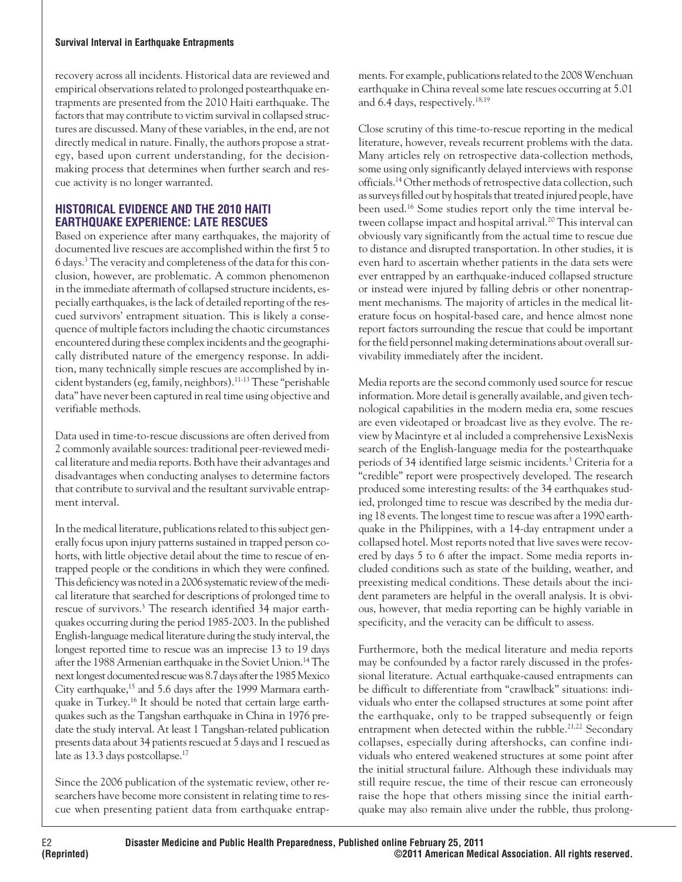recovery across all incidents. Historical data are reviewed and empirical observations related to prolonged postearthquake entrapments are presented from the 2010 Haiti earthquake. The factors that may contribute to victim survival in collapsed structures are discussed. Many of these variables, in the end, are not directly medical in nature. Finally, the authors propose a strategy, based upon current understanding, for the decision-making process that determines when further search and rescue activity is no longer warranted.

## HISTORICAL EVIDENCE AND THE 2010 HAITI EARTHQUAKE EXPERIENCE: LATE RESCUES

Based on experience after many earthquakes, the majority of documented live rescues are accomplished within the first 5 to 6 days.[3] The veracity and completeness of the data for this conclusion, however, are problematic. A common phenomenon in the immediate aftermath of collapsed structure incidents, especially earthquakes, is the lack of detailed reporting of the rescued survivors' entrapment situation. This is likely a consequence of multiple factors including the chaotic circumstances encountered during these complex incidents and the geographically distributed nature of the emergency response. In addition, many technically simple rescues are accomplished by incident bystanders (eg, family, neighbors).[11-13] These "perishable data" have never been captured in real time using objective and verifiable methods.

Data used in time-to-rescue discussions are often derived from 2 commonly available sources: traditional peer-reviewed medical literature and media reports. Both have their advantages and disadvantages when conducting analyses to determine factors that contribute to survival and the resultant survivable entrapment interval.

In the medical literature, publications related to this subject generally focus upon injury patterns sustained in trapped person cohorts, with little objective detail about the time to rescue of entrapped people or the conditions in which they were confined. This deficiency was noted in a 2006 systematic review of the medical literature that searched for descriptions of prolonged time to rescue of survivors.[3] The research identified 34 major earthquakes occurring during the period 1985-2003. In the published English-language medical literature during the study interval, the longest reported time to rescue was an imprecise 13 to 19 days after the 1988 Armenian earthquake in the Soviet Union.[14] The next longest documented rescue was 8.7 days after the 1985 Mexico City earthquake,[15] and 5.6 days after the 1999 Marmara earthquake in Turkey.[16] It should be noted that certain large earthquakes such as the Tangshan earthquake in China in 1976 predate the study interval. At least 1 Tangshan-related publication presents data about 34 patients rescued at 5 days and 1 rescued as late as 13.3 days postcollapse.[17]

Since the 2006 publication of the systematic review, other researchers have become more consistent in relating time to rescue when presenting patient data from earthquake entrapments. For example, publications related to the 2008 Wenchuan earthquake in China reveal some late rescues occurring at 5.01 and 6.4 days, respectively.[18,19]

Close scrutiny of this time-to-rescue reporting in the medical literature, however, reveals recurrent problems with the data. Many articles rely on retrospective data-collection methods, some using only significantly delayed interviews with response officials.[14] Other methods of retrospective data collection, such as surveys filled out by hospitals that treated injured people, have been used.[16] Some studies report only the time interval between collapse impact and hospital arrival.[20] This interval can obviously vary significantly from the actual time to rescue due to distance and disrupted transportation. In other studies, it is even hard to ascertain whether patients in the data sets were ever entrapped by an earthquake-induced collapsed structure or instead were injured by falling debris or other nonentrapment mechanisms. The majority of articles in the medical literature focus on hospital-based care, and hence almost none report factors surrounding the rescue that could be important for the field personnel making determinations about overall survivability immediately after the incident.

Media reports are the second commonly used source for rescue information. More detail is generally available, and given technological capabilities in the modern media era, some rescues are even videotaped or broadcast live as they evolve. The review by Macintyre et al included a comprehensive LexisNexis search of the English-language media for the postearthquake periods of 34 identified large seismic incidents.[3] Criteria for a "credible" report were prospectively developed. The research produced some interesting results: of the 34 earthquakes studied, prolonged time to rescue was described by the media during 18 events. The longest time to rescue was after a 1990 earthquake in the Philippines, with a 14-day entrapment under a collapsed hotel. Most reports noted that live saves were recovered by days 5 to 6 after the impact. Some media reports included conditions such as state of the building, weather, and preexisting medical conditions. These details about the incident parameters are helpful in the overall analysis. It is obvious, however, that media reporting can be highly variable in specificity, and the veracity can be difficult to assess.

Furthermore, both the medical literature and media reports may be confounded by a factor rarely discussed in the professional literature. Actual earthquake-caused entrapments can be difficult to differentiate from "crawlback" situations: individuals who enter the collapsed structures at some point after the earthquake, only to be trapped subsequently or feign entrapment when detected within the rubble.[21,22] Secondary collapses, especially during aftershocks, can confine individuals who entered weakened structures at some point after the initial structural failure. Although these individuals may still require rescue, the time of their rescue can erroneously raise the hope that others missing since the initial earthquake may also remain alive under the rubble, thus prolong-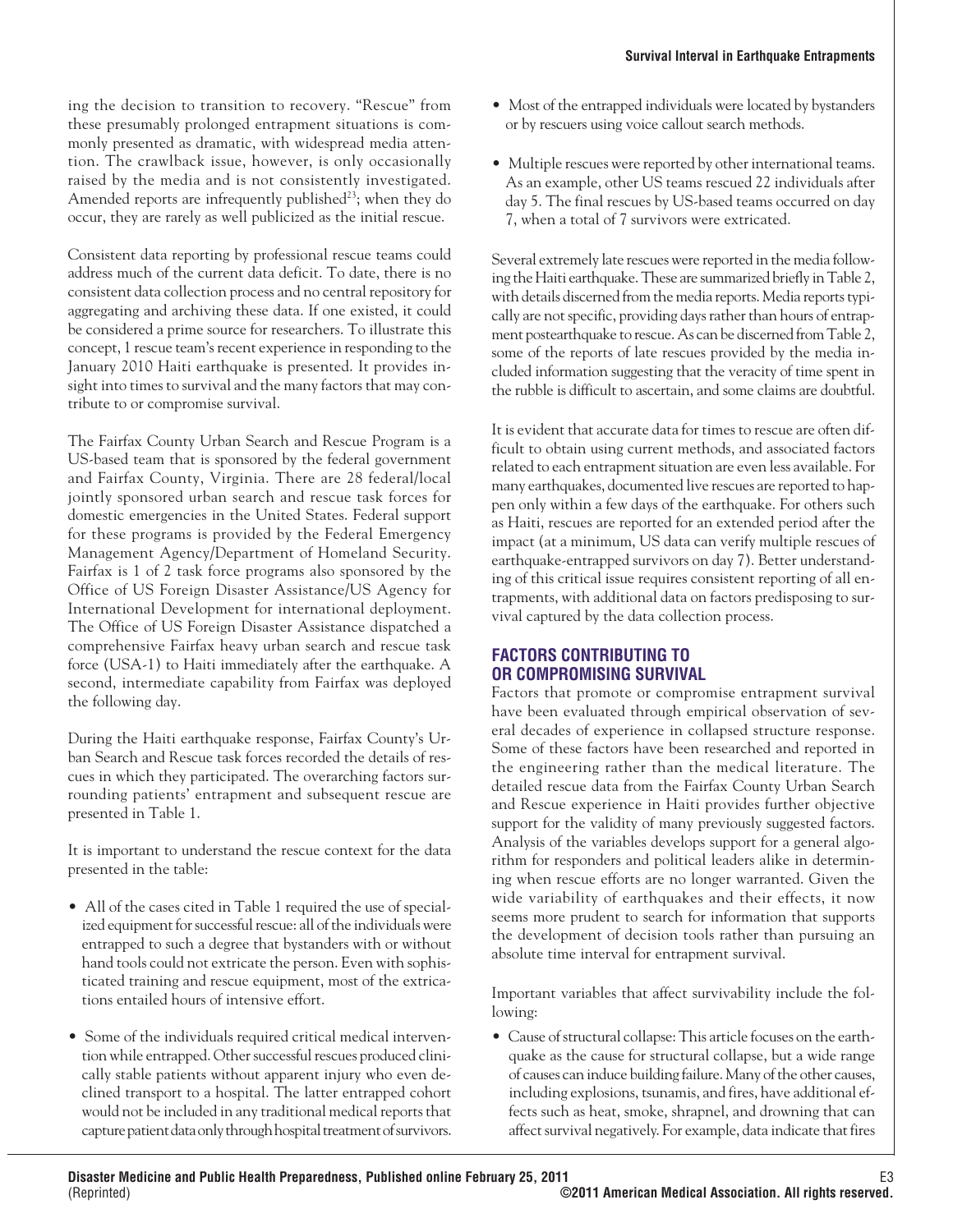ing the decision to transition to recovery. "Rescue" from these presumably prolonged entrapment situations is commonly presented as dramatic, with widespread media attention. The crawlback issue, however, is only occasionally raised by the media and is not consistently investigated. Amended reports are infrequently published[23]; when they do occur, they are rarely as well publicized as the initial rescue.

Consistent data reporting by professional rescue teams could address much of the current data deficit. To date, there is no consistent data collection process and no central repository for aggregating and archiving these data. If one existed, it could be considered a prime source for researchers. To illustrate this concept, 1 rescue team's recent experience in responding to the January 2010 Haiti earthquake is presented. It provides insight into times to survival and the many factors that may contribute to or compromise survival.

The Fairfax County Urban Search and Rescue Program is a US-based team that is sponsored by the federal government and Fairfax County, Virginia. There are 28 federal/local jointly sponsored urban search and rescue task forces for domestic emergencies in the United States. Federal support for these programs is provided by the Federal Emergency Management Agency/Department of Homeland Security. Fairfax is 1 of 2 task force programs also sponsored by the Office of US Foreign Disaster Assistance/US Agency for International Development for international deployment. The Office of US Foreign Disaster Assistance dispatched a comprehensive Fairfax heavy urban search and rescue task force (USA-1) to Haiti immediately after the earthquake. A second, intermediate capability from Fairfax was deployed the following day.

During the Haiti earthquake response, Fairfax County's Urban Search and Rescue task forces recorded the details of rescues in which they participated. The overarching factors surrounding patients' entrapment and subsequent rescue are presented in Table 1.

It is important to understand the rescue context for the data presented in the table:

- All of the cases cited in Table 1 required the use of specialized equipment for successful rescue: all of the individuals were entrapped to such a degree that bystanders with or without hand tools could not extricate the person. Even with sophisticated training and rescue equipment, most of the extrications entailed hours of intensive effort.
- Some of the individuals required critical medical intervention while entrapped. Other successful rescues produced clinically stable patients without apparent injury who even declined transport to a hospital. The latter entrapped cohort would not be included in any traditional medical reports that capture patient data only through hospital treatment of survivors.
- Most of the entrapped individuals were located by bystanders or by rescuers using voice callout search methods.
- Multiple rescues were reported by other international teams. As an example, other US teams rescued 22 individuals after day 5. The final rescues by US-based teams occurred on day 7, when a total of 7 survivors were extricated.

Several extremely late rescues were reported in the media following the Haiti earthquake. These are summarized briefly in Table 2, with details discerned from the media reports. Media reports typically are not specific, providing days rather than hours of entrapment postearthquake to rescue. As can be discerned from Table 2, some of the reports of late rescues provided by the media included information suggesting that the veracity of time spent in the rubble is difficult to ascertain, and some claims are doubtful.

It is evident that accurate data for times to rescue are often difficult to obtain using current methods, and associated factors related to each entrapment situation are even less available. For many earthquakes, documented live rescues are reported to happen only within a few days of the earthquake. For others such as Haiti, rescues are reported for an extended period after the impact (at a minimum, US data can verify multiple rescues of earthquake-entrapped survivors on day 7). Better understanding of this critical issue requires consistent reporting of all entrapments, with additional data on factors predisposing to survival captured by the data collection process.

## FACTORS CONTRIBUTING TO OR COMPROMISING SURVIVAL

Factors that promote or compromise entrapment survival have been evaluated through empirical observation of several decades of experience in collapsed structure response. Some of these factors have been researched and reported in the engineering rather than the medical literature. The detailed rescue data from the Fairfax County Urban Search and Rescue experience in Haiti provides further objective support for the validity of many previously suggested factors. Analysis of the variables develops support for a general algorithm for responders and political leaders alike in determining when rescue efforts are no longer warranted. Given the wide variability of earthquakes and their effects, it now seems more prudent to search for information that supports the development of decision tools rather than pursuing an absolute time interval for entrapment survival.

Important variables that affect survivability include the following:

- Cause of structural collapse: This article focuses on the earthquake as the cause for structural collapse, but a wide range of causes can induce building failure. Many of the other causes, including explosions, tsunamis, and fires, have additional effects such as heat, smoke, shrapnel, and drowning that can affect survival negatively. For example, data indicate that fires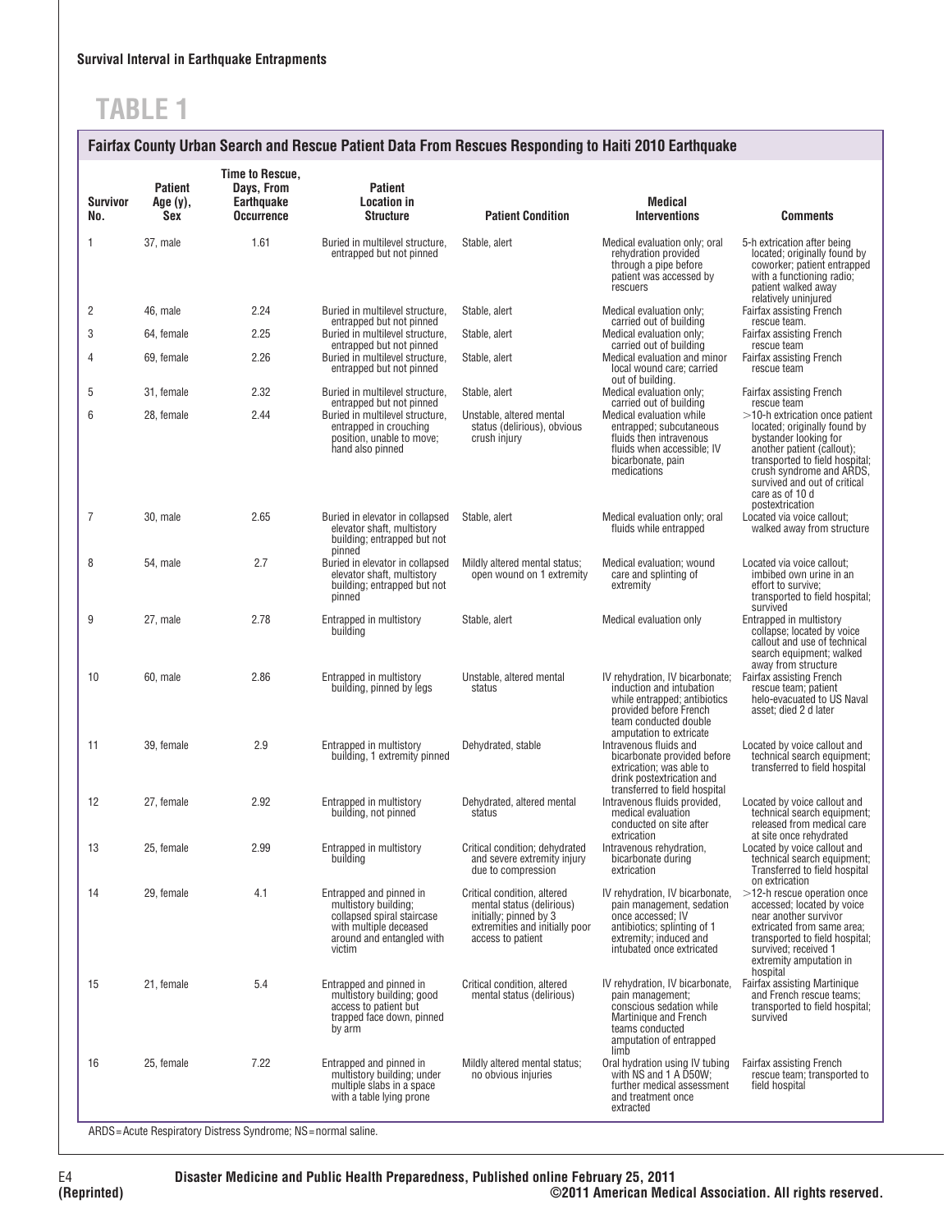# TABLE 1

## Fairfax County Urban Search and Rescue Patient Data From Rescues Responding to Haiti 2010 Earthquake

| Survivor No. | Patient Age (y), Sex | Time to Rescue, Days, From Earthquake Occurrence | Patient Location in Structure | Patient Condition | Medical Interventions | Comments |
|---|---|---|---|---|---|---|
| 1 | 37, male | 1.61 | Buried in multilevel structure, entrapped but not pinned | Stable, alert | Medical evaluation only; oral rehydration provided through a pipe before patient was accessed by rescuers | 5-h extrication after being located; originally found by coworker; patient entrapped with a functioning radio; patient walked away relatively uninjured |
| 2 | 46, male | 2.24 | Buried in multilevel structure, entrapped but not pinned | Stable, alert | Medical evaluation only; carried out of building | Fairfax assisting French rescue team. |
| 3 | 64, female | 2.25 | Buried in multilevel structure, entrapped but not pinned | Stable, alert | Medical evaluation only; carried out of building | Fairfax assisting French rescue team |
| 4 | 69, female | 2.26 | Buried in multilevel structure, entrapped but not pinned | Stable, alert | Medical evaluation and minor local wound care; carried out of building. | Fairfax assisting French rescue team |
| 5 | 31, female | 2.32 | Buried in multilevel structure, entrapped but not pinned | Stable, alert | Medical evaluation only; carried out of building | Fairfax assisting French rescue team |
| 6 | 28, female | 2.44 | Buried in multilevel structure, entrapped in crouching position, unable to move; hand also pinned | Unstable, altered mental status (delirious), obvious crush injury | Medical evaluation while entrapped; subcutaneous fluids then intravenous fluids when accessible; IV bicarbonate, pain medications | >10-h extrication once patient located; originally found by bystander looking for another patient (callout); transported to field hospital; crush syndrome and ARDS, survived and out of critical care as of 10 d postextrication |
| 7 | 30, male | 2.65 | Buried in elevator in collapsed elevator shaft, multistory building; entrapped but not pinned | Stable, alert | Medical evaluation only; oral fluids while entrapped | Located via voice callout; walked away from structure |
| 8 | 54, male | 2.7 | Buried in elevator in collapsed elevator shaft, multistory building; entrapped but not pinned | Mildly altered mental status; open wound on 1 extremity | Medical evaluation; wound care and splinting of extremity | Located via voice callout; imbibed own urine in an effort to survive; transported to field hospital; survived |
| 9 | 27, male | 2.78 | Entrapped in multistory building | Stable, alert | Medical evaluation only | Entrapped in multistory collapse; located by voice callout and use of technical search equipment; walked away from structure |
| 10 | 60, male | 2.86 | Entrapped in multistory building, pinned by legs | Unstable, altered mental status | IV rehydration, IV bicarbonate; induction and intubation while entrapped; antibiotics provided before French team conducted double amputation to extricate | Fairfax assisting French rescue team; patient helo-evacuated to US Naval asset; died 2 d later |
| 11 | 39, female | 2.9 | Entrapped in multistory building, 1 extremity pinned | Dehydrated, stable | Intravenous fluids and bicarbonate provided before extrication; was able to drink postextrication and transferred to field hospital | Located by voice callout and technical search equipment; transferred to field hospital |
| 12 | 27, female | 2.92 | Entrapped in multistory building, not pinned | Dehydrated, altered mental status | Intravenous fluids provided, medical evaluation conducted on site after extrication | Located by voice callout and technical search equipment; released from medical care at site once rehydrated |
| 13 | 25, female | 2.99 | Entrapped in multistory building | Critical condition; dehydrated and severe extremity injury due to compression | Intravenous rehydration, bicarbonate during extrication | Located by voice callout and technical search equipment; Transferred to field hospital on extrication |
| 14 | 29, female | 4.1 | Entrapped and pinned in multistory building; collapsed spiral staircase with multiple deceased around and entangled with victim | Critical condition, altered mental status (delirious) initially; pinned by 3 extremities and initially poor access to patient | IV rehydration, IV bicarbonate, pain management, sedation once accessed; IV antibiotics; splinting of 1 extremity; induced and intubated once extricated | >12-h rescue operation once accessed; located by voice near another survivor extricated from same area; transported to field hospital; survived; received 1 extremity amputation in hospital |
| 15 | 21, female | 5.4 | Entrapped and pinned in multistory building; good access to patient but trapped face down, pinned by arm | Critical condition, altered mental status (delirious) | IV rehydration, IV bicarbonate, pain management; conscious sedation while Martinique and French teams conducted amputation of entrapped limb | Fairfax assisting Martinique and French rescue teams; transported to field hospital; survived |
| 16 | 25, female | 7.22 | Entrapped and pinned in multistory building; under multiple slabs in a space with a table lying prone | Mildly altered mental status; no obvious injuries | Oral hydration using IV tubing with NS and 1 A D50W; further medical assessment and treatment once extracted | Fairfax assisting French rescue team; transported to field hospital |

ARDS = Acute Respiratory Distress Syndrome; NS = normal saline.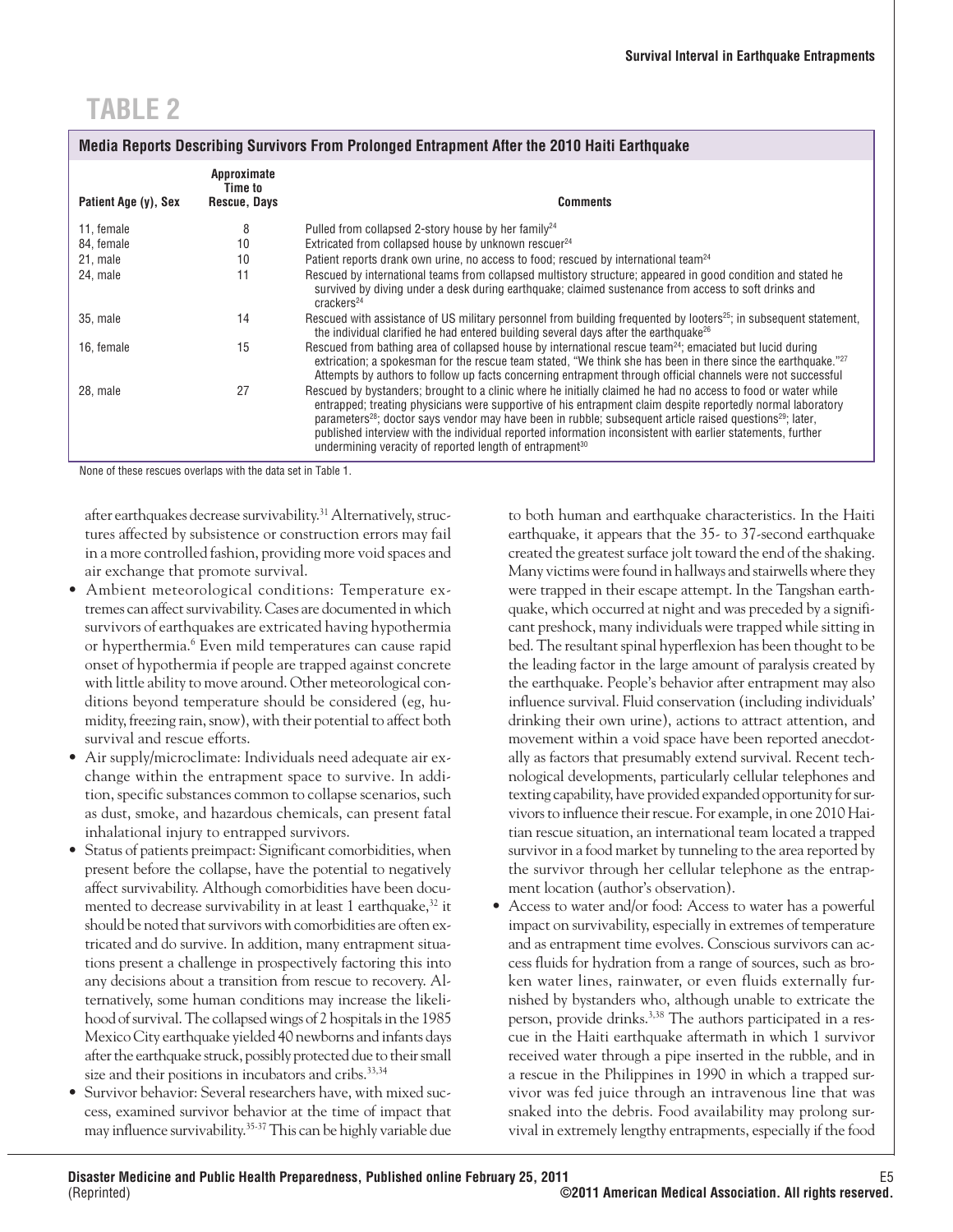# TABLE 2

**Media Reports Describing Survivors From Prolonged Entrapment After the 2010 Haiti Earthquake**

| Patient Age (y), Sex | Approximate Time to Rescue, Days | Comments |
|---|---|---|
| 11, female | 8 | Pulled from collapsed 2-story house by her family[24] |
| 84, female | 10 | Extricated from collapsed house by unknown rescuer[24] |
| 21, male | 10 | Patient reports drank own urine, no access to food; rescued by international team[24] |
| 24, male | 11 | Rescued by international teams from collapsed multistory structure; appeared in good condition and stated he survived by diving under a desk during earthquake; claimed sustenance from access to soft drinks and crackers[24] |
| 35, male | 14 | Rescued with assistance of US military personnel from building frequented by looters[25]; in subsequent statement, the individual clarified he had entered building several days after the earthquake[26] |
| 16, female | 15 | Rescued from bathing area of collapsed house by international rescue team[24]; emaciated but lucid during extrication; a spokesman for the rescue team stated, "We think she has been in there since the earthquake."[27] Attempts by authors to follow up facts concerning entrapment through official channels were not successful |
| 28, male | 27 | Rescued by bystanders; brought to a clinic where he initially claimed he had no access to food or water while entrapped; treating physicians were supportive of his entrapment claim despite reportedly normal laboratory parameters[28]; doctor says vendor may have been in rubble; subsequent article raised questions[29]; later, published interview with the individual reported information inconsistent with earlier statements, further undermining veracity of reported length of entrapment[30] |

None of these rescues overlaps with the data set in Table 1.

after earthquakes decrease survivability.[31] Alternatively, structures affected by subsistence or construction errors may fail in a more controlled fashion, providing more void spaces and air exchange that promote survival.

- Ambient meteorological conditions: Temperature extremes can affect survivability. Cases are documented in which survivors of earthquakes are extricated having hypothermia or hyperthermia.[6] Even mild temperatures can cause rapid onset of hypothermia if people are trapped against concrete with little ability to move around. Other meteorological conditions beyond temperature should be considered (eg, humidity, freezing rain, snow), with their potential to affect both survival and rescue efforts.
- Air supply/microclimate: Individuals need adequate air exchange within the entrapment space to survive. In addition, specific substances common to collapse scenarios, such as dust, smoke, and hazardous chemicals, can present fatal inhalational injury to entrapped survivors.
- Status of patients preimpact: Significant comorbidities, when present before the collapse, have the potential to negatively affect survivability. Although comorbidities have been documented to decrease survivability in at least 1 earthquake,[32] it should be noted that survivors with comorbidities are often extricated and do survive. In addition, many entrapment situations present a challenge in prospectively factoring this into any decisions about a transition from rescue to recovery. Alternatively, some human conditions may increase the likelihood of survival. The collapsed wings of 2 hospitals in the 1985 Mexico City earthquake yielded 40 newborns and infants days after the earthquake struck, possibly protected due to their small size and their positions in incubators and cribs.[33,34]
- Survivor behavior: Several researchers have, with mixed success, examined survivor behavior at the time of impact that may influence survivability.[35-37] This can be highly variable due to both human and earthquake characteristics. In the Haiti earthquake, it appears that the 35- to 37-second earthquake created the greatest surface jolt toward the end of the shaking. Many victims were found in hallways and stairwells where they were trapped in their escape attempt. In the Tangshan earthquake, which occurred at night and was preceded by a significant preshock, many individuals were trapped while sitting in bed. The resultant spinal hyperflexion has been thought to be the leading factor in the large amount of paralysis created by the earthquake. People's behavior after entrapment may also influence survival. Fluid conservation (including individuals' drinking their own urine), actions to attract attention, and movement within a void space have been reported anecdotally as factors that presumably extend survival. Recent technological developments, particularly cellular telephones and texting capability, have provided expanded opportunity for survivors to influence their rescue. For example, in one 2010 Haitian rescue situation, an international team located a trapped survivor in a food market by tunneling to the area reported by the survivor through her cellular telephone as the entrapment location (author's observation).
- Access to water and/or food: Access to water has a powerful impact on survivability, especially in extremes of temperature and as entrapment time evolves. Conscious survivors can access fluids for hydration from a range of sources, such as broken water lines, rainwater, or even fluids externally furnished by bystanders who, although unable to extricate the person, provide drinks.[3,38] The authors participated in a rescue in the Haiti earthquake aftermath in which 1 survivor received water through a pipe inserted in the rubble, and in a rescue in the Philippines in 1990 in which a trapped survivor was fed juice through an intravenous line that was snaked into the debris. Food availability may prolong survival in extremely lengthy entrapments, especially if the food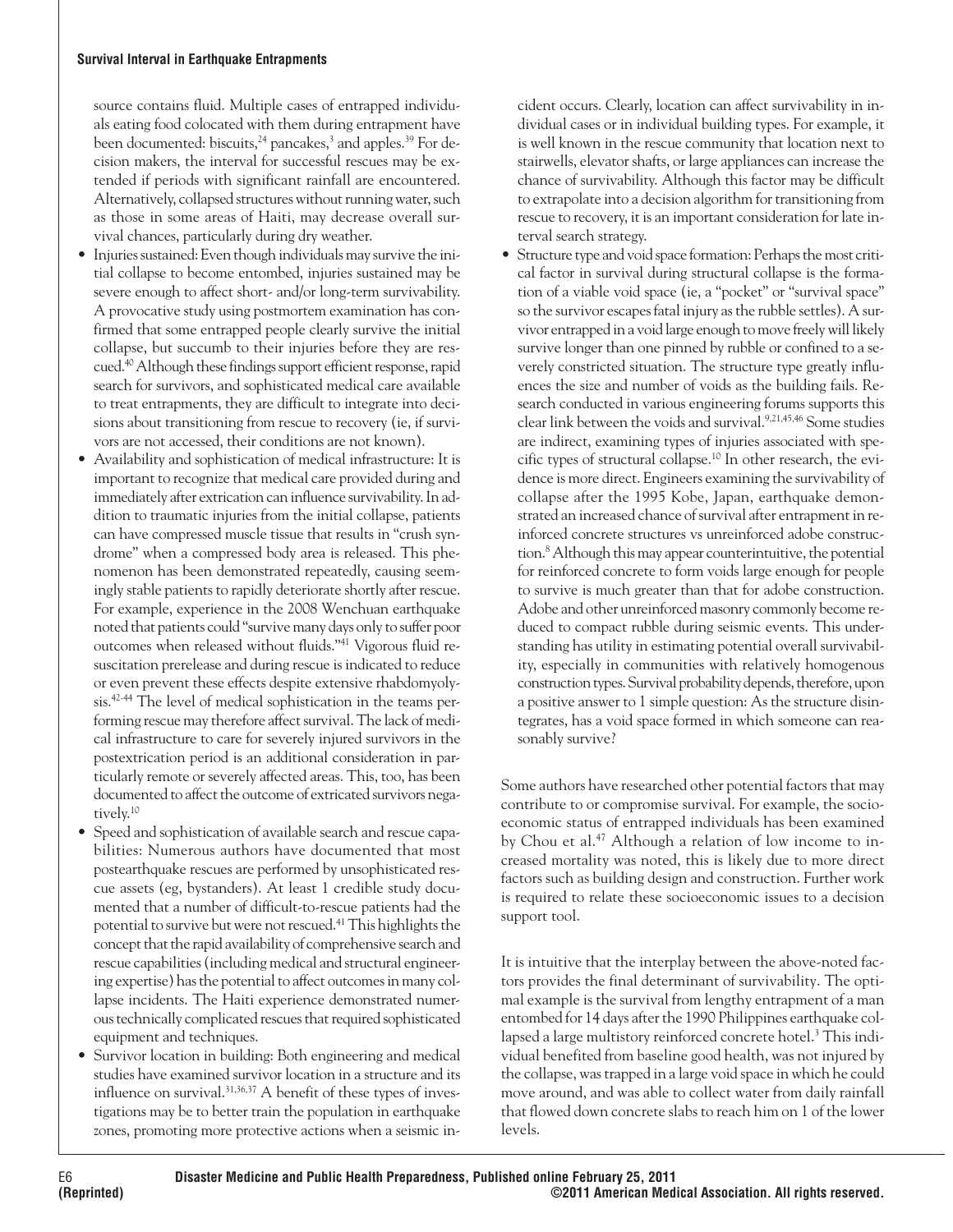source contains fluid. Multiple cases of entrapped individuals eating food colocated with them during entrapment have been documented: biscuits,[24] pancakes,[3] and apples.[39] For decision makers, the interval for successful rescues may be extended if periods with significant rainfall are encountered. Alternatively, collapsed structures without running water, such as those in some areas of Haiti, may decrease overall survival chances, particularly during dry weather.

- Injuries sustained: Even though individuals may survive the initial collapse to become entombed, injuries sustained may be severe enough to affect short- and/or long-term survivability. A provocative study using postmortem examination has confirmed that some entrapped people clearly survive the initial collapse, but succumb to their injuries before they are rescued.[40] Although these findings support efficient response, rapid search for survivors, and sophisticated medical care available to treat entrapments, they are difficult to integrate into decisions about transitioning from rescue to recovery (ie, if survivors are not accessed, their conditions are not known).
- Availability and sophistication of medical infrastructure: It is important to recognize that medical care provided during and immediately after extrication can influence survivability. In addition to traumatic injuries from the initial collapse, patients can have compressed muscle tissue that results in "crush syndrome" when a compressed body area is released. This phenomenon has been demonstrated repeatedly, causing seemingly stable patients to rapidly deteriorate shortly after rescue. For example, experience in the 2008 Wenchuan earthquake noted that patients could "survive many days only to suffer poor outcomes when released without fluids."[41] Vigorous fluid resuscitation prerelease and during rescue is indicated to reduce or even prevent these effects despite extensive rhabdomyolysis.[42-44] The level of medical sophistication in the teams performing rescue may therefore affect survival. The lack of medical infrastructure to care for severely injured survivors in the postextrication period is an additional consideration in particularly remote or severely affected areas. This, too, has been documented to affect the outcome of extricated survivors negatively.[10]
- Speed and sophistication of available search and rescue capabilities: Numerous authors have documented that most postearthquake rescues are performed by unsophisticated rescue assets (eg, bystanders). At least 1 credible study documented that a number of difficult-to-rescue patients had the potential to survive but were not rescued.[41] This highlights the concept that the rapid availability of comprehensive search and rescue capabilities (including medical and structural engineering expertise) has the potential to affect outcomes in many collapse incidents. The Haiti experience demonstrated numerous technically complicated rescues that required sophisticated equipment and techniques.
- Survivor location in building: Both engineering and medical studies have examined survivor location in a structure and its influence on survival.[31,36,37] A benefit of these types of investigations may be to better train the population in earthquake zones, promoting more protective actions when a seismic incident occurs. Clearly, location can affect survivability in individual cases or in individual building types. For example, it is well known in the rescue community that location next to stairwells, elevator shafts, or large appliances can increase the chance of survivability. Although this factor may be difficult to extrapolate into a decision algorithm for transitioning from rescue to recovery, it is an important consideration for late interval search strategy.
- Structure type and void space formation: Perhaps the most critical factor in survival during structural collapse is the formation of a viable void space (ie, a "pocket" or "survival space" so the survivor escapes fatal injury as the rubble settles). A survivor entrapped in a void large enough to move freely will likely survive longer than one pinned by rubble or confined to a severely constricted situation. The structure type greatly influences the size and number of voids as the building fails. Research conducted in various engineering forums supports this clear link between the voids and survival.[9,21,45,46] Some studies are indirect, examining types of injuries associated with specific types of structural collapse.[10] In other research, the evidence is more direct. Engineers examining the survivability of collapse after the 1995 Kobe, Japan, earthquake demonstrated an increased chance of survival after entrapment in reinforced concrete structures vs unreinforced adobe construction.[8] Although this may appear counterintuitive, the potential for reinforced concrete to form voids large enough for people to survive is much greater than that for adobe construction. Adobe and other unreinforced masonry commonly become reduced to compact rubble during seismic events. This understanding has utility in estimating potential overall survivability, especially in communities with relatively homogenous construction types. Survival probability depends, therefore, upon a positive answer to 1 simple question: As the structure disintegrates, has a void space formed in which someone can reasonably survive?

Some authors have researched other potential factors that may contribute to or compromise survival. For example, the socioeconomic status of entrapped individuals has been examined by Chou et al.[47] Although a relation of low income to increased mortality was noted, this is likely due to more direct factors such as building design and construction. Further work is required to relate these socioeconomic issues to a decision support tool.

It is intuitive that the interplay between the above-noted factors provides the final determinant of survivability. The optimal example is the survival from lengthy entrapment of a man entombed for 14 days after the 1990 Philippines earthquake collapsed a large multistory reinforced concrete hotel.[3] This individual benefited from baseline good health, was not injured by the collapse, was trapped in a large void space in which he could move around, and was able to collect water from daily rainfall that flowed down concrete slabs to reach him on 1 of the lower levels.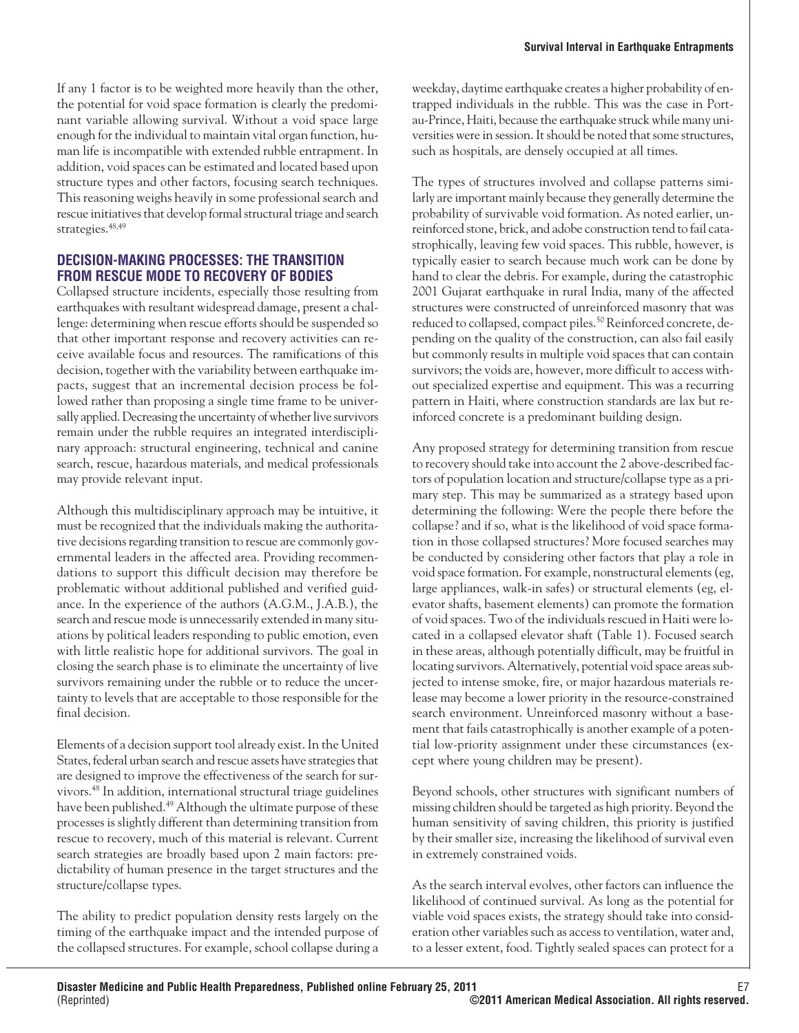If any 1 factor is to be weighted more heavily than the other, the potential for void space formation is clearly the predominant variable allowing survival. Without a void space large enough for the individual to maintain vital organ function, human life is incompatible with extended rubble entrapment. In addition, void spaces can be estimated and located based upon structure types and other factors, focusing search techniques. This reasoning weighs heavily in some professional search and rescue initiatives that develop formal structural triage and search strategies.[48,49]

## DECISION-MAKING PROCESSES: THE TRANSITION FROM RESCUE MODE TO RECOVERY OF BODIES

Collapsed structure incidents, especially those resulting from earthquakes with resultant widespread damage, present a challenge: determining when rescue efforts should be suspended so that other important response and recovery activities can receive available focus and resources. The ramifications of this decision, together with the variability between earthquake impacts, suggest that an incremental decision process be followed rather than proposing a single time frame to be universally applied. Decreasing the uncertainty of whether live survivors remain under the rubble requires an integrated interdisciplinary approach: structural engineering, technical and canine search, rescue, hazardous materials, and medical professionals may provide relevant input.

Although this multidisciplinary approach may be intuitive, it must be recognized that the individuals making the authoritative decisions regarding transition to rescue are commonly governmental leaders in the affected area. Providing recommendations to support this difficult decision may therefore be problematic without additional published and verified guidance. In the experience of the authors (A.G.M., J.A.B.), the search and rescue mode is unnecessarily extended in many situations by political leaders responding to public emotion, even with little realistic hope for additional survivors. The goal in closing the search phase is to eliminate the uncertainty of live survivors remaining under the rubble or to reduce the uncertainty to levels that are acceptable to those responsible for the final decision.

Elements of a decision support tool already exist. In the United States, federal urban search and rescue assets have strategies that are designed to improve the effectiveness of the search for survivors.[48] In addition, international structural triage guidelines have been published.[49] Although the ultimate purpose of these processes is slightly different than determining transition from rescue to recovery, much of this material is relevant. Current search strategies are broadly based upon 2 main factors: predictability of human presence in the target structures and the structure/collapse types.

The ability to predict population density rests largely on the timing of the earthquake impact and the intended purpose of the collapsed structures. For example, school collapse during a weekday, daytime earthquake creates a higher probability of entrapped individuals in the rubble. This was the case in Port-au-Prince, Haiti, because the earthquake struck while many universities were in session. It should be noted that some structures, such as hospitals, are densely occupied at all times.

The types of structures involved and collapse patterns similarly are important mainly because they generally determine the probability of survivable void formation. As noted earlier, unreinforced stone, brick, and adobe construction tend to fail catastrophically, leaving few void spaces. This rubble, however, is typically easier to search because much work can be done by hand to clear the debris. For example, during the catastrophic 2001 Gujarat earthquake in rural India, many of the affected structures were constructed of unreinforced masonry that was reduced to collapsed, compact piles.[50] Reinforced concrete, depending on the quality of the construction, can also fail easily but commonly results in multiple void spaces that can contain survivors; the voids are, however, more difficult to access without specialized expertise and equipment. This was a recurring pattern in Haiti, where construction standards are lax but reinforced concrete is a predominant building design.

Any proposed strategy for determining transition from rescue to recovery should take into account the 2 above-described factors of population location and structure/collapse type as a primary step. This may be summarized as a strategy based upon determining the following: Were the people there before the collapse? and if so, what is the likelihood of void space formation in those collapsed structures? More focused searches may be conducted by considering other factors that play a role in void space formation. For example, nonstructural elements (eg, large appliances, walk-in safes) or structural elements (eg, elevator shafts, basement elements) can promote the formation of void spaces. Two of the individuals rescued in Haiti were located in a collapsed elevator shaft (Table 1). Focused search in these areas, although potentially difficult, may be fruitful in locating survivors. Alternatively, potential void space areas subjected to intense smoke, fire, or major hazardous materials release may become a lower priority in the resource-constrained search environment. Unreinforced masonry without a basement that fails catastrophically is another example of a potential low-priority assignment under these circumstances (except where young children may be present).

Beyond schools, other structures with significant numbers of missing children should be targeted as high priority. Beyond the human sensitivity of saving children, this priority is justified by their smaller size, increasing the likelihood of survival even in extremely constrained voids.

As the search interval evolves, other factors can influence the likelihood of continued survival. As long as the potential for viable void spaces exists, the strategy should take into consideration other variables such as access to ventilation, water and, to a lesser extent, food. Tightly sealed spaces can protect for a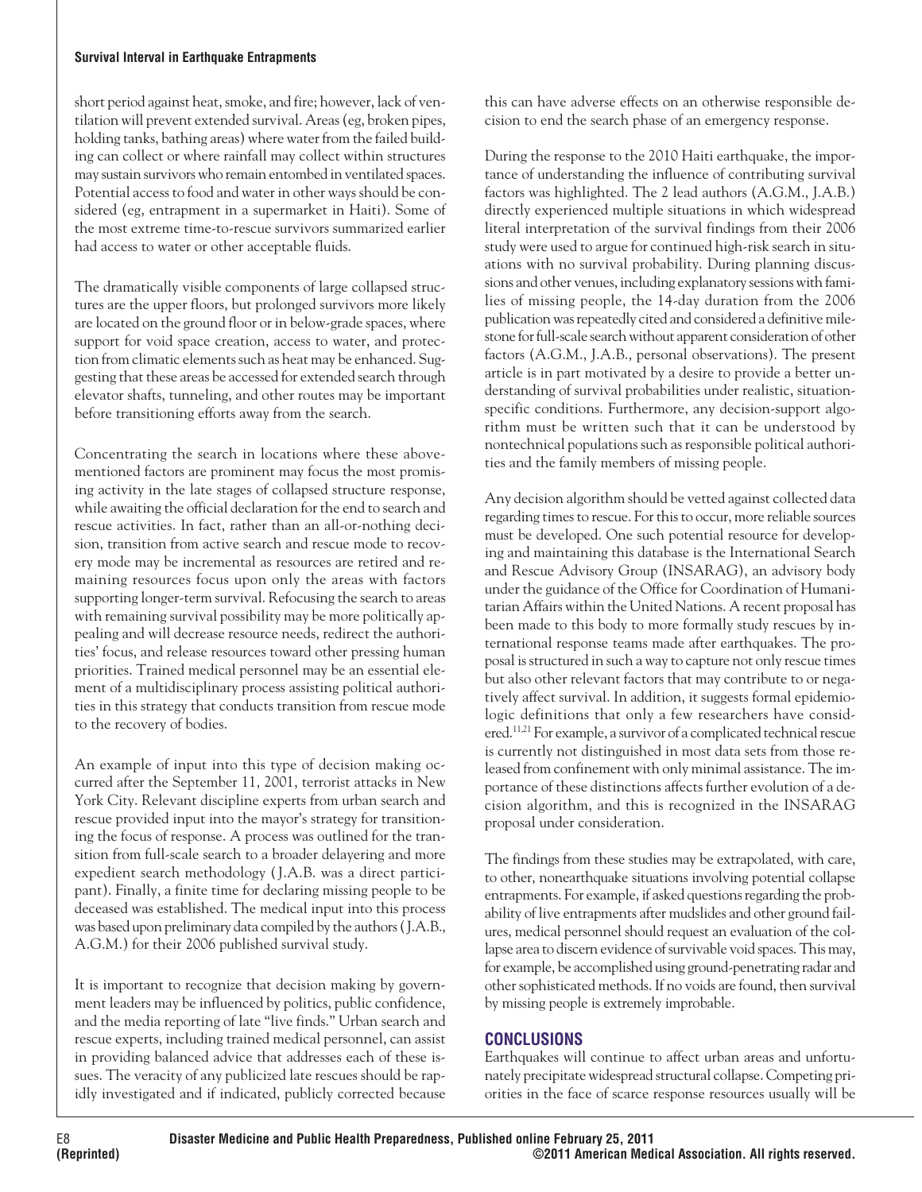short period against heat, smoke, and fire; however, lack of ventilation will prevent extended survival. Areas (eg, broken pipes, holding tanks, bathing areas) where water from the failed building can collect or where rainfall may collect within structures may sustain survivors who remain entombed in ventilated spaces. Potential access to food and water in other ways should be considered (eg, entrapment in a supermarket in Haiti). Some of the most extreme time-to-rescue survivors summarized earlier had access to water or other acceptable fluids.

The dramatically visible components of large collapsed structures are the upper floors, but prolonged survivors more likely are located on the ground floor or in below-grade spaces, where support for void space creation, access to water, and protection from climatic elements such as heat may be enhanced. Suggesting that these areas be accessed for extended search through elevator shafts, tunneling, and other routes may be important before transitioning efforts away from the search.

Concentrating the search in locations where these abovementioned factors are prominent may focus the most promising activity in the late stages of collapsed structure response, while awaiting the official declaration for the end to search and rescue activities. In fact, rather than an all-or-nothing decision, transition from active search and rescue mode to recovery mode may be incremental as resources are retired and remaining resources focus upon only the areas with factors supporting longer-term survival. Refocusing the search to areas with remaining survival possibility may be more politically appealing and will decrease resource needs, redirect the authorities' focus, and release resources toward other pressing human priorities. Trained medical personnel may be an essential element of a multidisciplinary process assisting political authorities in this strategy that conducts transition from rescue mode to the recovery of bodies.

An example of input into this type of decision making occurred after the September 11, 2001, terrorist attacks in New York City. Relevant discipline experts from urban search and rescue provided input into the mayor's strategy for transitioning the focus of response. A process was outlined for the transition from full-scale search to a broader delayering and more expedient search methodology (J.A.B. was a direct participant). Finally, a finite time for declaring missing people to be deceased was established. The medical input into this process was based upon preliminary data compiled by the authors (J.A.B., A.G.M.) for their 2006 published survival study.

It is important to recognize that decision making by government leaders may be influenced by politics, public confidence, and the media reporting of late "live finds." Urban search and rescue experts, including trained medical personnel, can assist in providing balanced advice that addresses each of these issues. The veracity of any publicized late rescues should be rapidly investigated and if indicated, publicly corrected because this can have adverse effects on an otherwise responsible decision to end the search phase of an emergency response.

During the response to the 2010 Haiti earthquake, the importance of understanding the influence of contributing survival factors was highlighted. The 2 lead authors (A.G.M., J.A.B.) directly experienced multiple situations in which widespread literal interpretation of the survival findings from their 2006 study were used to argue for continued high-risk search in situations with no survival probability. During planning discussions and other venues, including explanatory sessions with families of missing people, the 14-day duration from the 2006 publication was repeatedly cited and considered a definitive milestone for full-scale search without apparent consideration of other factors (A.G.M., J.A.B., personal observations). The present article is in part motivated by a desire to provide a better understanding of survival probabilities under realistic, situation-specific conditions. Furthermore, any decision-support algorithm must be written such that it can be understood by nontechnical populations such as responsible political authorities and the family members of missing people.

Any decision algorithm should be vetted against collected data regarding times to rescue. For this to occur, more reliable sources must be developed. One such potential resource for developing and maintaining this database is the International Search and Rescue Advisory Group (INSARAG), an advisory body under the guidance of the Office for Coordination of Humanitarian Affairs within the United Nations. A recent proposal has been made to this body to more formally study rescues by international response teams made after earthquakes. The proposal is structured in such a way to capture not only rescue times but also other relevant factors that may contribute to or negatively affect survival. In addition, it suggests formal epidemiologic definitions that only a few researchers have considered.[11,21] For example, a survivor of a complicated technical rescue is currently not distinguished in most data sets from those released from confinement with only minimal assistance. The importance of these distinctions affects further evolution of a decision algorithm, and this is recognized in the INSARAG proposal under consideration.

The findings from these studies may be extrapolated, with care, to other, nonearthquake situations involving potential collapse entrapments. For example, if asked questions regarding the probability of live entrapments after mudslides and other ground failures, medical personnel should request an evaluation of the collapse area to discern evidence of survivable void spaces. This may, for example, be accomplished using ground-penetrating radar and other sophisticated methods. If no voids are found, then survival by missing people is extremely improbable.

## CONCLUSIONS

Earthquakes will continue to affect urban areas and unfortunately precipitate widespread structural collapse. Competing priorities in the face of scarce response resources usually will be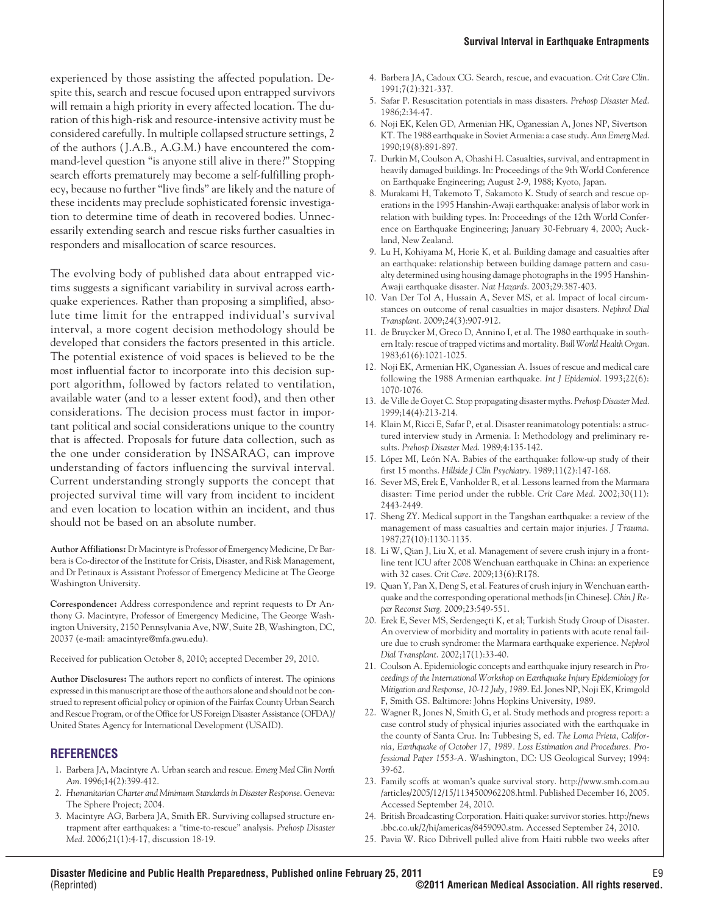experienced by those assisting the affected population. Despite this, search and rescue focused upon entrapped survivors will remain a high priority in every affected location. The duration of this high-risk and resource-intensive activity must be considered carefully. In multiple collapsed structure settings, 2 of the authors (J.A.B., A.G.M.) have encountered the command-level question "is anyone still alive in there?" Stopping search efforts prematurely may become a self-fulfilling prophecy, because no further "live finds" are likely and the nature of these incidents may preclude sophisticated forensic investigation to determine time of death in recovered bodies. Unnecessarily extending search and rescue risks further casualties in responders and misallocation of scarce resources.

The evolving body of published data about entrapped victims suggests a significant variability in survival across earthquake experiences. Rather than proposing a simplified, absolute time limit for the entrapped individual's survival interval, a more cogent decision methodology should be developed that considers the factors presented in this article. The potential existence of void spaces is believed to be the most influential factor to incorporate into this decision support algorithm, followed by factors related to ventilation, available water (and to a lesser extent food), and then other considerations. The decision process must factor in important political and social considerations unique to the country that is affected. Proposals for future data collection, such as the one under consideration by INSARAG, can improve understanding of factors influencing the survival interval. Current understanding strongly supports the concept that projected survival time will vary from incident to incident and even location to location within an incident, and thus should not be based on an absolute number.

**Author Affiliations:** Dr Macintyre is Professor of Emergency Medicine, Dr Barbera is Co-director of the Institute for Crisis, Disaster, and Risk Management, and Dr Petinaux is Assistant Professor of Emergency Medicine at The George Washington University.

**Correspondence:** Address correspondence and reprint requests to Dr Anthony G. Macintyre, Professor of Emergency Medicine, The George Washington University, 2150 Pennsylvania Ave, NW, Suite 2B, Washington, DC, 20037 (e-mail: amacintyre@mfa.gwu.edu).

Received for publication October 8, 2010; accepted December 29, 2010.

**Author Disclosures:** The authors report no conflicts of interest. The opinions expressed in this manuscript are those of the authors alone and should not be construed to represent official policy or opinion of the Fairfax County Urban Search and Rescue Program, or of the Office for US Foreign Disaster Assistance (OFDA)/United States Agency for International Development (USAID).

## REFERENCES

1. Barbera JA, Macintyre A. Urban search and rescue. *Emerg Med Clin North Am*. 1996;14(2):399-412.
2. *Humanitarian Charter and Minimum Standards in Disaster Response*. Geneva: The Sphere Project; 2004.
3. Macintyre AG, Barbera JA, Smith ER. Surviving collapsed structure entrapment after earthquakes: a "time-to-rescue" analysis. *Prehosp Disaster Med*. 2006;21(1):4-17, discussion 18-19.
4. Barbera JA, Cadoux CG. Search, rescue, and evacuation. *Crit Care Clin*. 1991;7(2):321-337.
5. Safar P. Resuscitation potentials in mass disasters. *Prehosp Disaster Med*. 1986;2:34-47.
6. Noji EK, Kelen GD, Armenian HK, Oganessian A, Jones NP, Sivertson KT. The 1988 earthquake in Soviet Armenia: a case study. *Ann Emerg Med*. 1990;19(8):891-897.
7. Durkin M, Coulson A, Ohashi H. Casualties, survival, and entrapment in heavily damaged buildings. In: Proceedings of the 9th World Conference on Earthquake Engineering; August 2-9, 1988; Kyoto, Japan.
8. Murakami H, Takemoto T, Sakamoto K. Study of search and rescue operations in the 1995 Hanshin-Awaji earthquake: analysis of labor work in relation with building types. In: Proceedings of the 12th World Conference on Earthquake Engineering; January 30-February 4, 2000; Auckland, New Zealand.
9. Lu H, Kohiyama M, Horie K, et al. Building damage and casualties after an earthquake: relationship between building damage pattern and casualty determined using housing damage photographs in the 1995 Hanshin-Awaji earthquake disaster. *Nat Hazards*. 2003;29:387-403.
10. Van Der Tol A, Hussain A, Sever MS, et al. Impact of local circumstances on outcome of renal casualties in major disasters. *Nephrol Dial Transplant*. 2009;24(3):907-912.
11. de Bruycker M, Greco D, Annino I, et al. The 1980 earthquake in southern Italy: rescue of trapped victims and mortality. *Bull World Health Organ*. 1983;61(6):1021-1025.
12. Noji EK, Armenian HK, Oganessian A. Issues of rescue and medical care following the 1988 Armenian earthquake. *Int J Epidemiol*. 1993;22(6):1070-1076.
13. de Ville de Goyet C. Stop propagating disaster myths. *Prehosp Disaster Med*. 1999;14(4):213-214.
14. Klain M, Ricci E, Safar P, et al. Disaster reanimatology potentials: a structured interview study in Armenia. I: Methodology and preliminary results. *Prehosp Disaster Med*. 1989;4:135-142.
15. López MI, León NA. Babies of the earthquake: follow-up study of their first 15 months. *Hillside J Clin Psychiatry*. 1989;11(2):147-168.
16. Sever MS, Erek E, Vanholder R, et al. Lessons learned from the Marmara disaster: Time period under the rubble. *Crit Care Med*. 2002;30(11):2443-2449.
17. Sheng ZY. Medical support in the Tangshan earthquake: a review of the management of mass casualties and certain major injuries. *J Trauma*. 1987;27(10):1130-1135.
18. Li W, Qian J, Liu X, et al. Management of severe crush injury in a front-line tent ICU after 2008 Wenchuan earthquake in China: an experience with 32 cases. *Crit Care*. 2009;13(6):R178.
19. Quan Y, Pan X, Deng S, et al. Features of crush injury in Wenchuan earthquake and the corresponding operational methods [in Chinese]. *Chin J Repar Reconst Surg*. 2009;23:549-551.
20. Erek E, Sever MS, Serdengeçti K, et al; Turkish Study Group of Disaster. An overview of morbidity and mortality in patients with acute renal failure due to crush syndrome: the Marmara earthquake experience. *Nephrol Dial Transplant*. 2002;17(1):33-40.
21. Coulson A. Epidemiologic concepts and earthquake injury research in *Proceedings of the International Workshop on Earthquake Injury Epidemiology for Mitigation and Response, 10-12 July, 1989*. Ed. Jones NP, Noji EK, Krimgold F, Smith GS. Baltimore: Johns Hopkins University, 1989.
22. Wagner R, Jones N, Smith G, et al. Study methods and progress report: a case control study of physical injuries associated with the earthquake in the county of Santa Cruz. In: Tubbesing S, ed. *The Loma Prieta, California, Earthquake of October 17, 1989. Loss Estimation and Procedures. Professional Paper 1553-A.* Washington, DC: US Geological Survey; 1994: 39-62.
23. Family scoffs at woman's quake survival story. http://www.smh.com.au/articles/2005/12/15/1134500962208.html. Published December 16, 2005. Accessed September 24, 2010.
24. British Broadcasting Corporation. Haiti quake: survivor stories. http://news.bbc.co.uk/2/hi/americas/8459090.stm. Accessed September 24, 2010.
25. Pavia W. Rico Dibrivell pulled alive from Haiti rubble two weeks after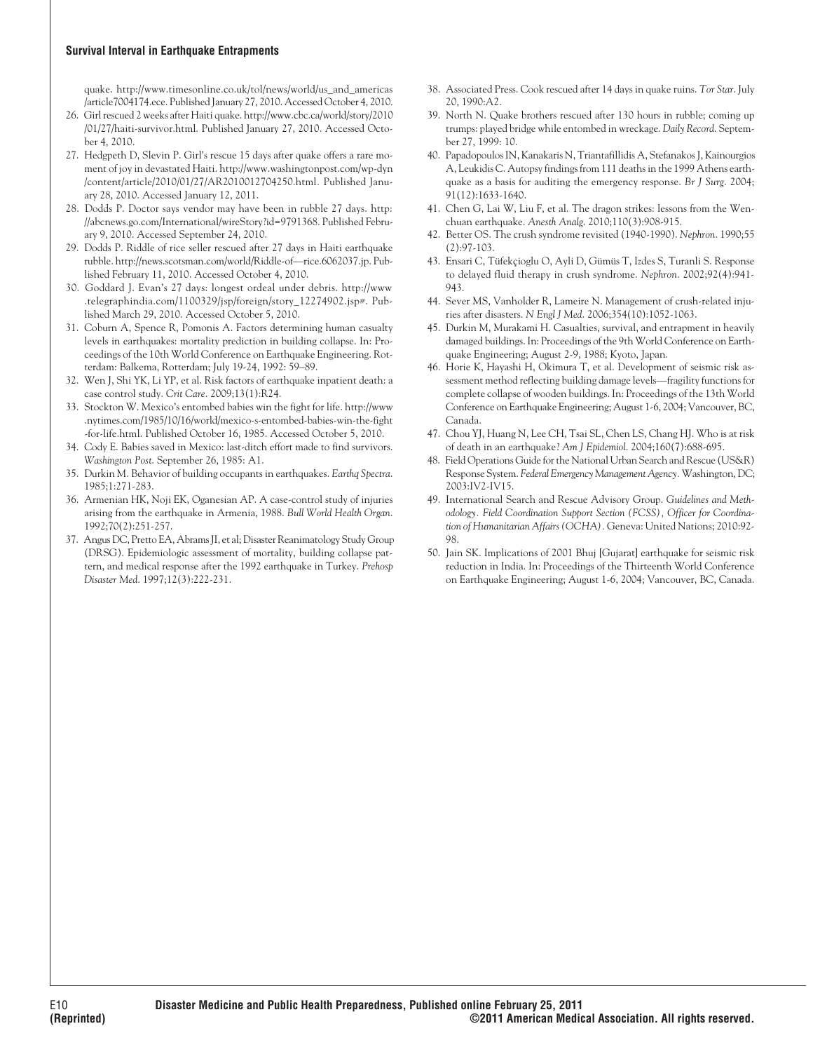quake. http://www.timesonline.co.uk/tol/news/world/us_and_americas/article7004174.ece. Published January 27, 2010. Accessed October 4, 2010.

26. Girl rescued 2 weeks after Haiti quake. http://www.cbc.ca/world/story/2010/01/27/haiti-survivor.html. Published January 27, 2010. Accessed October 4, 2010.
27. Hedgpeth D, Slevin P. Girl's rescue 15 days after quake offers a rare moment of joy in devastated Haiti. http://www.washingtonpost.com/wp-dyn/content/article/2010/01/27/AR2010012704250.html. Published January 28, 2010. Accessed January 12, 2011.
28. Dodds P. Doctor says vendor may have been in rubble 27 days. http://abcnews.go.com/International/wireStory?id=9791368. Published February 9, 2010. Accessed September 24, 2010.
29. Dodds P. Riddle of rice seller rescued after 27 days in Haiti earthquake rubble. http://news.scotsman.com/world/Riddle-of—rice.6062037.jp. Published February 11, 2010. Accessed October 4, 2010.
30. Goddard J. Evan's 27 days: longest ordeal under debris. http://www.telegraphindia.com/1100329/jsp/foreign/story_12274902.jsp#. Published March 29, 2010. Accessed October 5, 2010.
31. Coburn A, Spence R, Pomonis A. Factors determining human casualty levels in earthquakes: mortality prediction in building collapse. In: Proceedings of the 10th World Conference on Earthquake Engineering. Rotterdam: Balkema, Rotterdam; July 19-24, 1992: 59–89.
32. Wen J, Shi YK, Li YP, et al. Risk factors of earthquake inpatient death: a case control study. *Crit Care*. 2009;13(1):R24.
33. Stockton W. Mexico's entombed babies win the fight for life. http://www.nytimes.com/1985/10/16/world/mexico-s-entombed-babies-win-the-fight-for-life.html. Published October 16, 1985. Accessed October 5, 2010.
34. Cody E. Babies saved in Mexico: last-ditch effort made to find survivors. *Washington Post.* September 26, 1985: A1.
35. Durkin M. Behavior of building occupants in earthquakes. *Earthq Spectra*. 1985;1:271-283.
36. Armenian HK, Noji EK, Oganesian AP. A case-control study of injuries arising from the earthquake in Armenia, 1988. *Bull World Health Organ*. 1992;70(2):251-257.
37. Angus DC, Pretto EA, Abrams JI, et al; Disaster Reanimatology Study Group (DRSG). Epidemiologic assessment of mortality, building collapse pattern, and medical response after the 1992 earthquake in Turkey. *Prehosp Disaster Med*. 1997;12(3):222-231.
38. Associated Press. Cook rescued after 14 days in quake ruins. *Tor Star*. July 20, 1990:A2.
39. North N. Quake brothers rescued after 130 hours in rubble; coming up trumps: played bridge while entombed in wreckage. *Daily Record*. September 27, 1999: 10.
40. Papadopoulos IN, Kanakaris N, Triantafillidis A, Stefanakos J, Kainourgios A, Leukidis C. Autopsy findings from 111 deaths in the 1999 Athens earthquake as a basis for auditing the emergency response. *Br J Surg*. 2004; 91(12):1633-1640.
41. Chen G, Lai W, Liu F, et al. The dragon strikes: lessons from the Wenchuan earthquake. *Anesth Analg*. 2010;110(3):908-915.
42. Better OS. The crush syndrome revisited (1940-1990). *Nephron*. 1990;55(2):97-103.
43. Ensari C, Tüfekçioglu O, Ayli D, Gümüs T, Izdes S, Turanli S. Response to delayed fluid therapy in crush syndrome. *Nephron*. 2002;92(4):941-943.
44. Sever MS, Vanholder R, Lameire N. Management of crush-related injuries after disasters. *N Engl J Med*. 2006;354(10):1052-1063.
45. Durkin M, Murakami H. Casualties, survival, and entrapment in heavily damaged buildings. In: Proceedings of the 9th World Conference on Earthquake Engineering; August 2-9, 1988; Kyoto, Japan.
46. Horie K, Hayashi H, Okimura T, et al. Development of seismic risk assessment method reflecting building damage levels—fragility functions for complete collapse of wooden buildings. In: Proceedings of the 13th World Conference on Earthquake Engineering; August 1-6, 2004; Vancouver, BC, Canada.
47. Chou YJ, Huang N, Lee CH, Tsai SL, Chen LS, Chang HJ. Who is at risk of death in an earthquake? *Am J Epidemiol*. 2004;160(7):688-695.
48. Field Operations Guide for the National Urban Search and Rescue (US&R) Response System. *Federal Emergency Management Agency*. Washington, DC; 2003:IV2-IV15.
49. International Search and Rescue Advisory Group. *Guidelines and Methodology. Field Coordination Support Section (FCSS), Officer for Coordination of Humanitarian Affairs (OCHA)*. Geneva: United Nations; 2010:92-98.
50. Jain SK. Implications of 2001 Bhuj [Gujarat] earthquake for seismic risk reduction in India. In: Proceedings of the Thirteenth World Conference on Earthquake Engineering; August 1-6, 2004; Vancouver, BC, Canada.